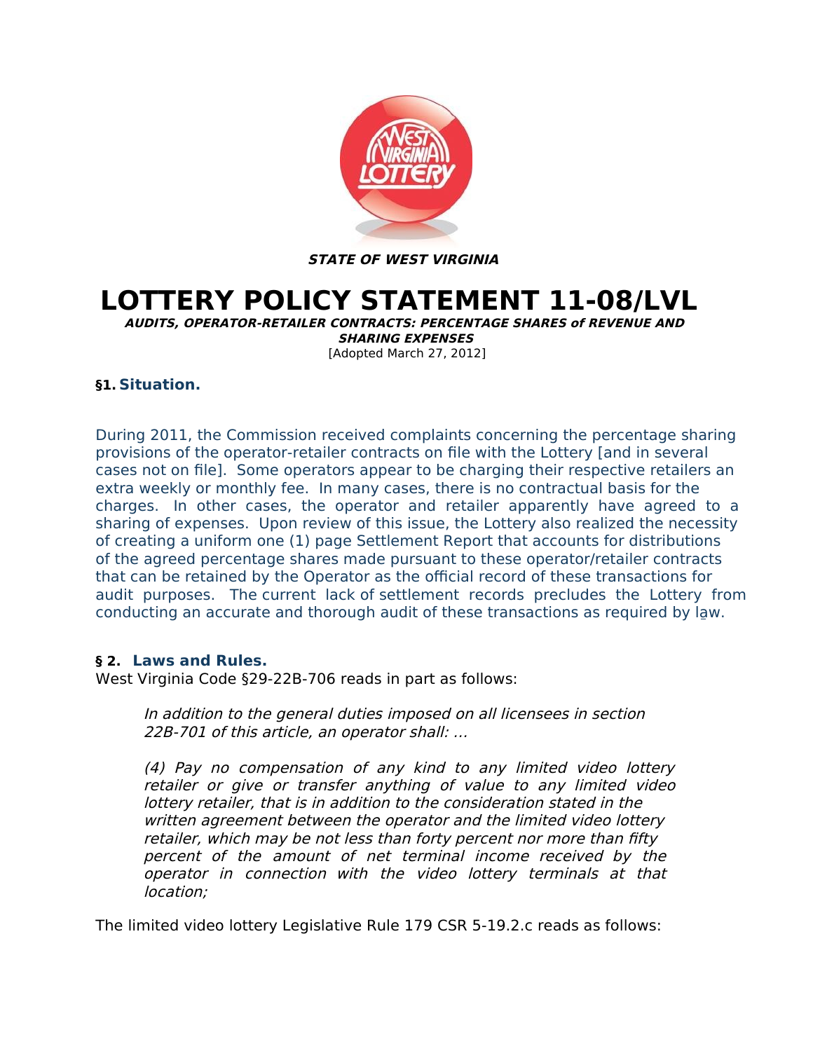**STATE OF WEST VIRGINIA**

# LOTTERY POLICY STATEMENT 11-08/LVL

***AUDITS, OPERATOR-RETAILER CONTRACTS: PERCENTAGE SHARES of REVENUE AND SHARING EXPENSES***

[Adopted March 27, 2012]

## §1. Situation.

During 2011, the Commission received complaints concerning the percentage sharing provisions of the operator-retailer contracts on file with the Lottery [and in several cases not on file]. Some operators appear to be charging their respective retailers an extra weekly or monthly fee. In many cases, there is no contractual basis for the charges. In other cases, the operator and retailer apparently have agreed to a sharing of expenses. Upon review of this issue, the Lottery also realized the necessity of creating a uniform one (1) page Settlement Report that accounts for distributions of the agreed percentage shares made pursuant to these operator/retailer contracts that can be retained by the Operator as the official record of these transactions for audit purposes. The current lack of settlement records precludes the Lottery from conducting an accurate and thorough audit of these transactions as required by law.

## § 2. Laws and Rules.

West Virginia Code §29-22B-706 reads in part as follows:

> *In addition to the general duties imposed on all licensees in section 22B-701 of this article, an operator shall: ...*
>
> *(4) Pay no compensation of any kind to any limited video lottery retailer or give or transfer anything of value to any limited video lottery retailer, that is in addition to the consideration stated in the written agreement between the operator and the limited video lottery retailer, which may be not less than forty percent nor more than fifty percent of the amount of net terminal income received by the operator in connection with the video lottery terminals at that location;*

The limited video lottery Legislative Rule 179 CSR 5-19.2.c reads as follows: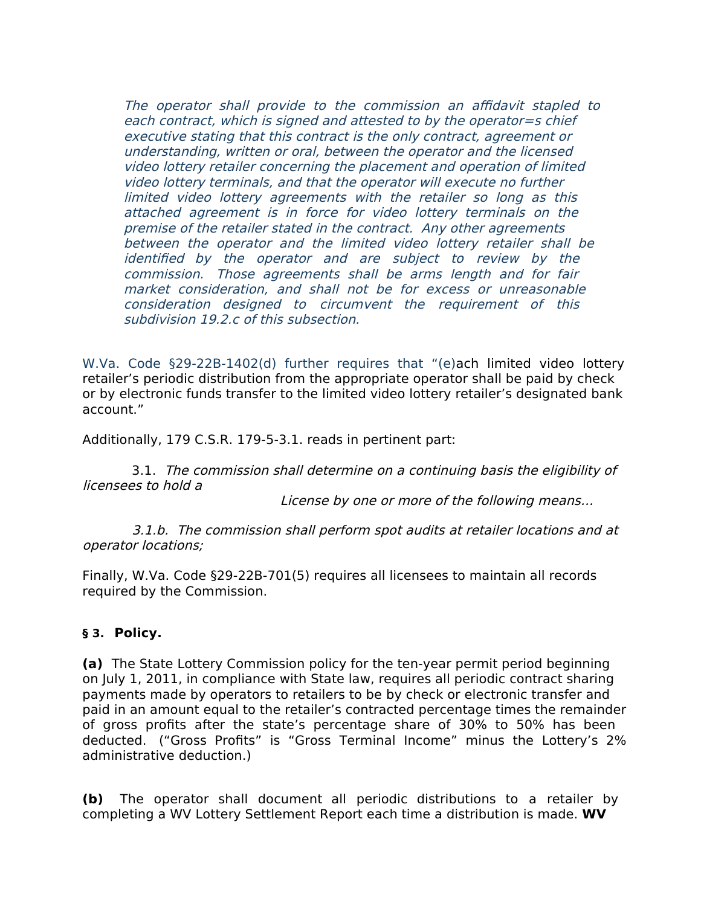*The operator shall provide to the commission an affidavit stapled to each contract, which is signed and attested to by the operator=s chief executive stating that this contract is the only contract, agreement or understanding, written or oral, between the operator and the licensed video lottery retailer concerning the placement and operation of limited video lottery terminals, and that the operator will execute no further limited video lottery agreements with the retailer so long as this attached agreement is in force for video lottery terminals on the premise of the retailer stated in the contract. Any other agreements between the operator and the limited video lottery retailer shall be identified by the operator and are subject to review by the commission. Those agreements shall be arms length and for fair market consideration, and shall not be for excess or unreasonable consideration designed to circumvent the requirement of this subdivision 19.2.c of this subsection.*

W.Va. Code §29-22B-1402(d) further requires that "(e)ach limited video lottery retailer's periodic distribution from the appropriate operator shall be paid by check or by electronic funds transfer to the limited video lottery retailer's designated bank account."

Additionally, 179 C.S.R. 179-5-3.1. reads in pertinent part:

3.1. *The commission shall determine on a continuing basis the eligibility of licensees to hold a License by one or more of the following means...*

*3.1.b. The commission shall perform spot audits at retailer locations and at operator locations;*

Finally, W.Va. Code §29-22B-701(5) requires all licensees to maintain all records required by the Commission.

**§ 3. Policy.**

**(a)** The State Lottery Commission policy for the ten-year permit period beginning on July 1, 2011, in compliance with State law, requires all periodic contract sharing payments made by operators to retailers to be by check or electronic transfer and paid in an amount equal to the retailer's contracted percentage times the remainder of gross profits after the state's percentage share of 30% to 50% has been deducted. ("Gross Profits" is "Gross Terminal Income" minus the Lottery's 2% administrative deduction.)

**(b)** The operator shall document all periodic distributions to a retailer by completing a WV Lottery Settlement Report each time a distribution is made. **WV**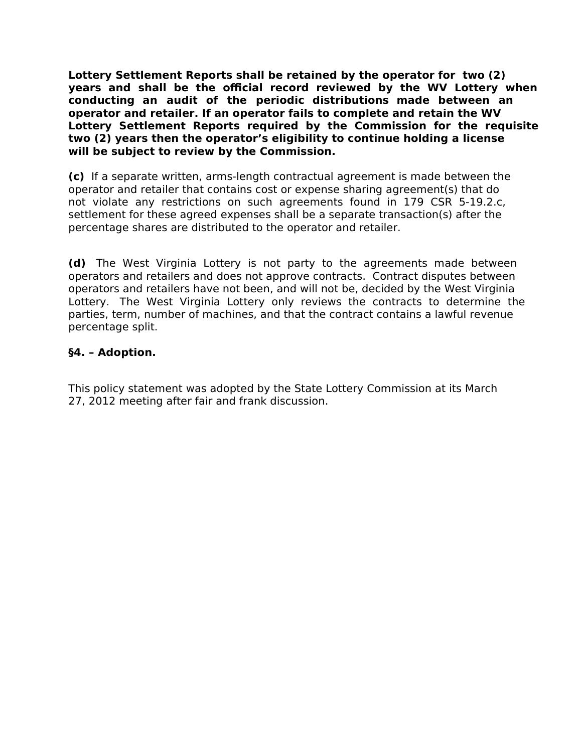**Lottery Settlement Reports shall be retained by the operator for two (2) years and shall be the official record reviewed by the WV Lottery when conducting an audit of the periodic distributions made between an operator and retailer. If an operator fails to complete and retain the WV Lottery Settlement Reports required by the Commission for the requisite two (2) years then the operator's eligibility to continue holding a license will be subject to review by the Commission.**

**(c)** If a separate written, arms-length contractual agreement is made between the operator and retailer that contains cost or expense sharing agreement(s) that do not violate any restrictions on such agreements found in 179 CSR 5-19.2.c, settlement for these agreed expenses shall be a separate transaction(s) after the percentage shares are distributed to the operator and retailer.

**(d)** The West Virginia Lottery is not party to the agreements made between operators and retailers and does not approve contracts. Contract disputes between operators and retailers have not been, and will not be, decided by the West Virginia Lottery. The West Virginia Lottery only reviews the contracts to determine the parties, term, number of machines, and that the contract contains a lawful revenue percentage split.

**§4. – Adoption.**

This policy statement was adopted by the State Lottery Commission at its March 27, 2012 meeting after fair and frank discussion.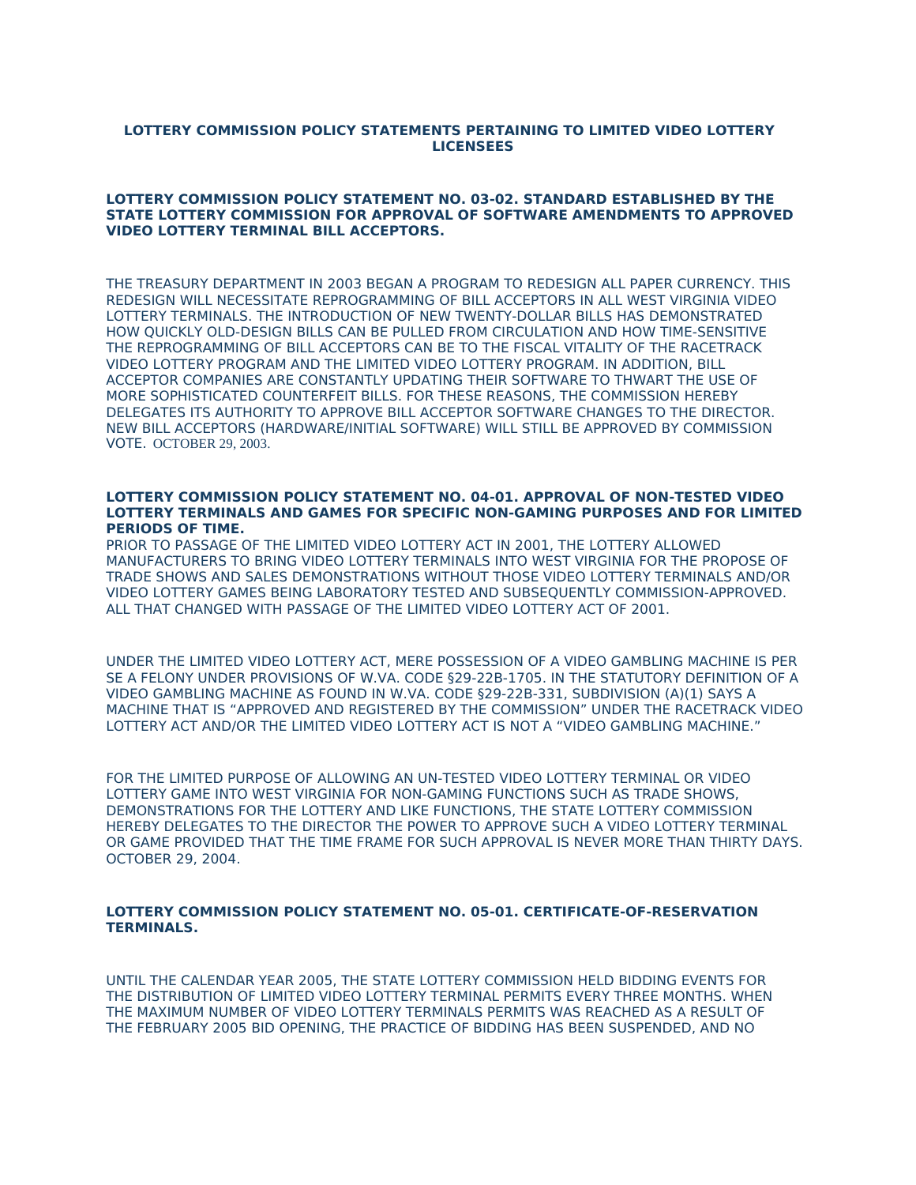## LOTTERY COMMISSION POLICY STATEMENTS PERTAINING TO LIMITED VIDEO LOTTERY LICENSEES

### LOTTERY COMMISSION POLICY STATEMENT NO. 03-02. STANDARD ESTABLISHED BY THE STATE LOTTERY COMMISSION FOR APPROVAL OF SOFTWARE AMENDMENTS TO APPROVED VIDEO LOTTERY TERMINAL BILL ACCEPTORS.

THE TREASURY DEPARTMENT IN 2003 BEGAN A PROGRAM TO REDESIGN ALL PAPER CURRENCY. THIS REDESIGN WILL NECESSITATE REPROGRAMMING OF BILL ACCEPTORS IN ALL WEST VIRGINIA VIDEO LOTTERY TERMINALS. THE INTRODUCTION OF NEW TWENTY-DOLLAR BILLS HAS DEMONSTRATED HOW QUICKLY OLD-DESIGN BILLS CAN BE PULLED FROM CIRCULATION AND HOW TIME-SENSITIVE THE REPROGRAMMING OF BILL ACCEPTORS CAN BE TO THE FISCAL VITALITY OF THE RACETRACK VIDEO LOTTERY PROGRAM AND THE LIMITED VIDEO LOTTERY PROGRAM. IN ADDITION, BILL ACCEPTOR COMPANIES ARE CONSTANTLY UPDATING THEIR SOFTWARE TO THWART THE USE OF MORE SOPHISTICATED COUNTERFEIT BILLS. FOR THESE REASONS, THE COMMISSION HEREBY DELEGATES ITS AUTHORITY TO APPROVE BILL ACCEPTOR SOFTWARE CHANGES TO THE DIRECTOR. NEW BILL ACCEPTORS (HARDWARE/INITIAL SOFTWARE) WILL STILL BE APPROVED BY COMMISSION VOTE. OCTOBER 29, 2003.

### LOTTERY COMMISSION POLICY STATEMENT NO. 04-01. APPROVAL OF NON-TESTED VIDEO LOTTERY TERMINALS AND GAMES FOR SPECIFIC NON-GAMING PURPOSES AND FOR LIMITED PERIODS OF TIME.

PRIOR TO PASSAGE OF THE LIMITED VIDEO LOTTERY ACT IN 2001, THE LOTTERY ALLOWED MANUFACTURERS TO BRING VIDEO LOTTERY TERMINALS INTO WEST VIRGINIA FOR THE PROPOSE OF TRADE SHOWS AND SALES DEMONSTRATIONS WITHOUT THOSE VIDEO LOTTERY TERMINALS AND/OR VIDEO LOTTERY GAMES BEING LABORATORY TESTED AND SUBSEQUENTLY COMMISSION-APPROVED. ALL THAT CHANGED WITH PASSAGE OF THE LIMITED VIDEO LOTTERY ACT OF 2001.

UNDER THE LIMITED VIDEO LOTTERY ACT, MERE POSSESSION OF A VIDEO GAMBLING MACHINE IS PER SE A FELONY UNDER PROVISIONS OF W.VA. CODE §29-22B-1705. IN THE STATUTORY DEFINITION OF A VIDEO GAMBLING MACHINE AS FOUND IN W.VA. CODE §29-22B-331, SUBDIVISION (A)(1) SAYS A MACHINE THAT IS "APPROVED AND REGISTERED BY THE COMMISSION" UNDER THE RACETRACK VIDEO LOTTERY ACT AND/OR THE LIMITED VIDEO LOTTERY ACT IS NOT A "VIDEO GAMBLING MACHINE."

FOR THE LIMITED PURPOSE OF ALLOWING AN UN-TESTED VIDEO LOTTERY TERMINAL OR VIDEO LOTTERY GAME INTO WEST VIRGINIA FOR NON-GAMING FUNCTIONS SUCH AS TRADE SHOWS, DEMONSTRATIONS FOR THE LOTTERY AND LIKE FUNCTIONS, THE STATE LOTTERY COMMISSION HEREBY DELEGATES TO THE DIRECTOR THE POWER TO APPROVE SUCH A VIDEO LOTTERY TERMINAL OR GAME PROVIDED THAT THE TIME FRAME FOR SUCH APPROVAL IS NEVER MORE THAN THIRTY DAYS. OCTOBER 29, 2004.

### LOTTERY COMMISSION POLICY STATEMENT NO. 05-01. CERTIFICATE-OF-RESERVATION TERMINALS.

UNTIL THE CALENDAR YEAR 2005, THE STATE LOTTERY COMMISSION HELD BIDDING EVENTS FOR THE DISTRIBUTION OF LIMITED VIDEO LOTTERY TERMINAL PERMITS EVERY THREE MONTHS. WHEN THE MAXIMUM NUMBER OF VIDEO LOTTERY TERMINALS PERMITS WAS REACHED AS A RESULT OF THE FEBRUARY 2005 BID OPENING, THE PRACTICE OF BIDDING HAS BEEN SUSPENDED, AND NO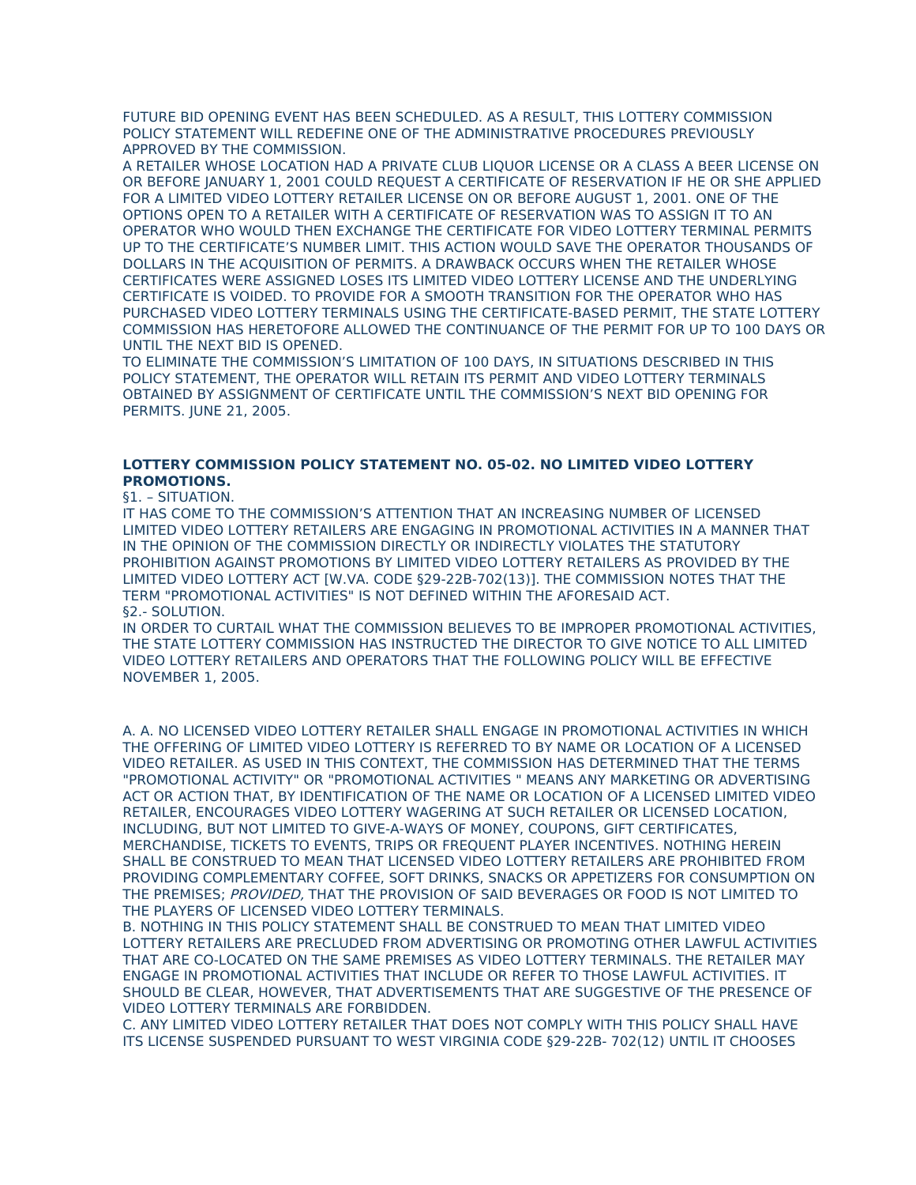FUTURE BID OPENING EVENT HAS BEEN SCHEDULED. AS A RESULT, THIS LOTTERY COMMISSION POLICY STATEMENT WILL REDEFINE ONE OF THE ADMINISTRATIVE PROCEDURES PREVIOUSLY APPROVED BY THE COMMISSION.

A RETAILER WHOSE LOCATION HAD A PRIVATE CLUB LIQUOR LICENSE OR A CLASS A BEER LICENSE ON OR BEFORE JANUARY 1, 2001 COULD REQUEST A CERTIFICATE OF RESERVATION IF HE OR SHE APPLIED FOR A LIMITED VIDEO LOTTERY RETAILER LICENSE ON OR BEFORE AUGUST 1, 2001. ONE OF THE OPTIONS OPEN TO A RETAILER WITH A CERTIFICATE OF RESERVATION WAS TO ASSIGN IT TO AN OPERATOR WHO WOULD THEN EXCHANGE THE CERTIFICATE FOR VIDEO LOTTERY TERMINAL PERMITS UP TO THE CERTIFICATE'S NUMBER LIMIT. THIS ACTION WOULD SAVE THE OPERATOR THOUSANDS OF DOLLARS IN THE ACQUISITION OF PERMITS. A DRAWBACK OCCURS WHEN THE RETAILER WHOSE CERTIFICATES WERE ASSIGNED LOSES ITS LIMITED VIDEO LOTTERY LICENSE AND THE UNDERLYING CERTIFICATE IS VOIDED. TO PROVIDE FOR A SMOOTH TRANSITION FOR THE OPERATOR WHO HAS PURCHASED VIDEO LOTTERY TERMINALS USING THE CERTIFICATE-BASED PERMIT, THE STATE LOTTERY COMMISSION HAS HERETOFORE ALLOWED THE CONTINUANCE OF THE PERMIT FOR UP TO 100 DAYS OR UNTIL THE NEXT BID IS OPENED.

TO ELIMINATE THE COMMISSION'S LIMITATION OF 100 DAYS, IN SITUATIONS DESCRIBED IN THIS POLICY STATEMENT, THE OPERATOR WILL RETAIN ITS PERMIT AND VIDEO LOTTERY TERMINALS OBTAINED BY ASSIGNMENT OF CERTIFICATE UNTIL THE COMMISSION'S NEXT BID OPENING FOR PERMITS. JUNE 21, 2005.

**LOTTERY COMMISSION POLICY STATEMENT NO. 05-02. NO LIMITED VIDEO LOTTERY PROMOTIONS.**

§1. – SITUATION.

IT HAS COME TO THE COMMISSION'S ATTENTION THAT AN INCREASING NUMBER OF LICENSED LIMITED VIDEO LOTTERY RETAILERS ARE ENGAGING IN PROMOTIONAL ACTIVITIES IN A MANNER THAT IN THE OPINION OF THE COMMISSION DIRECTLY OR INDIRECTLY VIOLATES THE STATUTORY PROHIBITION AGAINST PROMOTIONS BY LIMITED VIDEO LOTTERY RETAILERS AS PROVIDED BY THE LIMITED VIDEO LOTTERY ACT [W.VA. CODE §29-22B-702(13)]. THE COMMISSION NOTES THAT THE TERM "PROMOTIONAL ACTIVITIES" IS NOT DEFINED WITHIN THE AFORESAID ACT.

§2.- SOLUTION.

IN ORDER TO CURTAIL WHAT THE COMMISSION BELIEVES TO BE IMPROPER PROMOTIONAL ACTIVITIES, THE STATE LOTTERY COMMISSION HAS INSTRUCTED THE DIRECTOR TO GIVE NOTICE TO ALL LIMITED VIDEO LOTTERY RETAILERS AND OPERATORS THAT THE FOLLOWING POLICY WILL BE EFFECTIVE NOVEMBER 1, 2005.

A. A. NO LICENSED VIDEO LOTTERY RETAILER SHALL ENGAGE IN PROMOTIONAL ACTIVITIES IN WHICH THE OFFERING OF LIMITED VIDEO LOTTERY IS REFERRED TO BY NAME OR LOCATION OF A LICENSED VIDEO RETAILER. AS USED IN THIS CONTEXT, THE COMMISSION HAS DETERMINED THAT THE TERMS "PROMOTIONAL ACTIVITY" OR "PROMOTIONAL ACTIVITIES " MEANS ANY MARKETING OR ADVERTISING ACT OR ACTION THAT, BY IDENTIFICATION OF THE NAME OR LOCATION OF A LICENSED LIMITED VIDEO RETAILER, ENCOURAGES VIDEO LOTTERY WAGERING AT SUCH RETAILER OR LICENSED LOCATION, INCLUDING, BUT NOT LIMITED TO GIVE-A-WAYS OF MONEY, COUPONS, GIFT CERTIFICATES, MERCHANDISE, TICKETS TO EVENTS, TRIPS OR FREQUENT PLAYER INCENTIVES. NOTHING HEREIN SHALL BE CONSTRUED TO MEAN THAT LICENSED VIDEO LOTTERY RETAILERS ARE PROHIBITED FROM PROVIDING COMPLEMENTARY COFFEE, SOFT DRINKS, SNACKS OR APPETIZERS FOR CONSUMPTION ON THE PREMISES; *PROVIDED,* THAT THE PROVISION OF SAID BEVERAGES OR FOOD IS NOT LIMITED TO THE PLAYERS OF LICENSED VIDEO LOTTERY TERMINALS.

B. NOTHING IN THIS POLICY STATEMENT SHALL BE CONSTRUED TO MEAN THAT LIMITED VIDEO LOTTERY RETAILERS ARE PRECLUDED FROM ADVERTISING OR PROMOTING OTHER LAWFUL ACTIVITIES THAT ARE CO-LOCATED ON THE SAME PREMISES AS VIDEO LOTTERY TERMINALS. THE RETAILER MAY ENGAGE IN PROMOTIONAL ACTIVITIES THAT INCLUDE OR REFER TO THOSE LAWFUL ACTIVITIES. IT SHOULD BE CLEAR, HOWEVER, THAT ADVERTISEMENTS THAT ARE SUGGESTIVE OF THE PRESENCE OF VIDEO LOTTERY TERMINALS ARE FORBIDDEN.

C. ANY LIMITED VIDEO LOTTERY RETAILER THAT DOES NOT COMPLY WITH THIS POLICY SHALL HAVE ITS LICENSE SUSPENDED PURSUANT TO WEST VIRGINIA CODE §29-22B- 702(12) UNTIL IT CHOOSES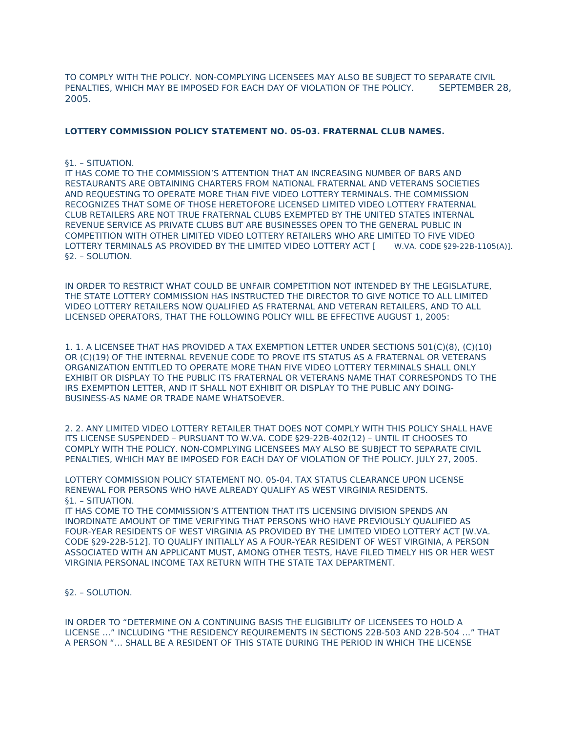TO COMPLY WITH THE POLICY. NON-COMPLYING LICENSEES MAY ALSO BE SUBJECT TO SEPARATE CIVIL PENALTIES, WHICH MAY BE IMPOSED FOR EACH DAY OF VIOLATION OF THE POLICY. SEPTEMBER 28, 2005.

**LOTTERY COMMISSION POLICY STATEMENT NO. 05-03. FRATERNAL CLUB NAMES.**

§1. – SITUATION.
IT HAS COME TO THE COMMISSION'S ATTENTION THAT AN INCREASING NUMBER OF BARS AND RESTAURANTS ARE OBTAINING CHARTERS FROM NATIONAL FRATERNAL AND VETERANS SOCIETIES AND REQUESTING TO OPERATE MORE THAN FIVE VIDEO LOTTERY TERMINALS. THE COMMISSION RECOGNIZES THAT SOME OF THOSE HERETOFORE LICENSED LIMITED VIDEO LOTTERY FRATERNAL CLUB RETAILERS ARE NOT TRUE FRATERNAL CLUBS EXEMPTED BY THE UNITED STATES INTERNAL REVENUE SERVICE AS PRIVATE CLUBS BUT ARE BUSINESSES OPEN TO THE GENERAL PUBLIC IN COMPETITION WITH OTHER LIMITED VIDEO LOTTERY RETAILERS WHO ARE LIMITED TO FIVE VIDEO LOTTERY TERMINALS AS PROVIDED BY THE LIMITED VIDEO LOTTERY ACT [ W.VA. CODE §29-22B-1105(A)].
§2. – SOLUTION.

IN ORDER TO RESTRICT WHAT COULD BE UNFAIR COMPETITION NOT INTENDED BY THE LEGISLATURE, THE STATE LOTTERY COMMISSION HAS INSTRUCTED THE DIRECTOR TO GIVE NOTICE TO ALL LIMITED VIDEO LOTTERY RETAILERS NOW QUALIFIED AS FRATERNAL AND VETERAN RETAILERS, AND TO ALL LICENSED OPERATORS, THAT THE FOLLOWING POLICY WILL BE EFFECTIVE AUGUST 1, 2005:

1. 1. A LICENSEE THAT HAS PROVIDED A TAX EXEMPTION LETTER UNDER SECTIONS 501(C)(8), (C)(10) OR (C)(19) OF THE INTERNAL REVENUE CODE TO PROVE ITS STATUS AS A FRATERNAL OR VETERANS ORGANIZATION ENTITLED TO OPERATE MORE THAN FIVE VIDEO LOTTERY TERMINALS SHALL ONLY EXHIBIT OR DISPLAY TO THE PUBLIC ITS FRATERNAL OR VETERANS NAME THAT CORRESPONDS TO THE IRS EXEMPTION LETTER, AND IT SHALL NOT EXHIBIT OR DISPLAY TO THE PUBLIC ANY DOING-BUSINESS-AS NAME OR TRADE NAME WHATSOEVER.

2. 2. ANY LIMITED VIDEO LOTTERY RETAILER THAT DOES NOT COMPLY WITH THIS POLICY SHALL HAVE ITS LICENSE SUSPENDED – PURSUANT TO W.VA. CODE §29-22B-402(12) – UNTIL IT CHOOSES TO COMPLY WITH THE POLICY. NON-COMPLYING LICENSEES MAY ALSO BE SUBJECT TO SEPARATE CIVIL PENALTIES, WHICH MAY BE IMPOSED FOR EACH DAY OF VIOLATION OF THE POLICY. JULY 27, 2005.

LOTTERY COMMISSION POLICY STATEMENT NO. 05-04. TAX STATUS CLEARANCE UPON LICENSE RENEWAL FOR PERSONS WHO HAVE ALREADY QUALIFY AS WEST VIRGINIA RESIDENTS.
§1. – SITUATION.
IT HAS COME TO THE COMMISSION'S ATTENTION THAT ITS LICENSING DIVISION SPENDS AN INORDINATE AMOUNT OF TIME VERIFYING THAT PERSONS WHO HAVE PREVIOUSLY QUALIFIED AS FOUR-YEAR RESIDENTS OF WEST VIRGINIA AS PROVIDED BY THE LIMITED VIDEO LOTTERY ACT [W.VA. CODE §29-22B-512]. TO QUALIFY INITIALLY AS A FOUR-YEAR RESIDENT OF WEST VIRGINIA, A PERSON ASSOCIATED WITH AN APPLICANT MUST, AMONG OTHER TESTS, HAVE FILED TIMELY HIS OR HER WEST VIRGINIA PERSONAL INCOME TAX RETURN WITH THE STATE TAX DEPARTMENT.

§2. – SOLUTION.

IN ORDER TO "DETERMINE ON A CONTINUING BASIS THE ELIGIBILITY OF LICENSEES TO HOLD A LICENSE …" INCLUDING "THE RESIDENCY REQUIREMENTS IN SECTIONS 22B-503 AND 22B-504 …" THAT A PERSON "… SHALL BE A RESIDENT OF THIS STATE DURING THE PERIOD IN WHICH THE LICENSE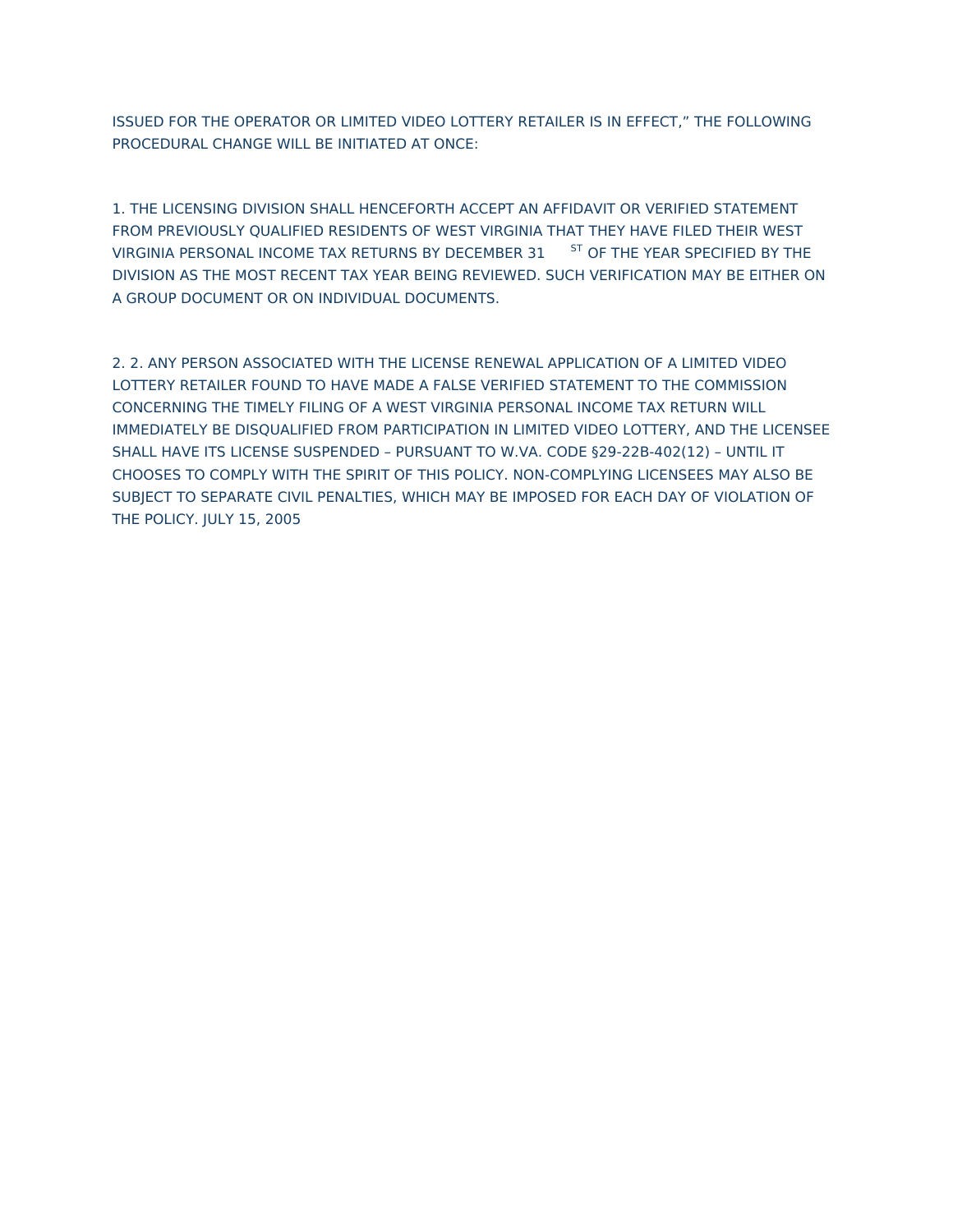ISSUED FOR THE OPERATOR OR LIMITED VIDEO LOTTERY RETAILER IS IN EFFECT," THE FOLLOWING PROCEDURAL CHANGE WILL BE INITIATED AT ONCE:

1. THE LICENSING DIVISION SHALL HENCEFORTH ACCEPT AN AFFIDAVIT OR VERIFIED STATEMENT FROM PREVIOUSLY QUALIFIED RESIDENTS OF WEST VIRGINIA THAT THEY HAVE FILED THEIR WEST VIRGINIA PERSONAL INCOME TAX RETURNS BY DECEMBER 31ST OF THE YEAR SPECIFIED BY THE DIVISION AS THE MOST RECENT TAX YEAR BEING REVIEWED. SUCH VERIFICATION MAY BE EITHER ON A GROUP DOCUMENT OR ON INDIVIDUAL DOCUMENTS.

2. 2. ANY PERSON ASSOCIATED WITH THE LICENSE RENEWAL APPLICATION OF A LIMITED VIDEO LOTTERY RETAILER FOUND TO HAVE MADE A FALSE VERIFIED STATEMENT TO THE COMMISSION CONCERNING THE TIMELY FILING OF A WEST VIRGINIA PERSONAL INCOME TAX RETURN WILL IMMEDIATELY BE DISQUALIFIED FROM PARTICIPATION IN LIMITED VIDEO LOTTERY, AND THE LICENSEE SHALL HAVE ITS LICENSE SUSPENDED – PURSUANT TO W.VA. CODE §29-22B-402(12) – UNTIL IT CHOOSES TO COMPLY WITH THE SPIRIT OF THIS POLICY. NON-COMPLYING LICENSEES MAY ALSO BE SUBJECT TO SEPARATE CIVIL PENALTIES, WHICH MAY BE IMPOSED FOR EACH DAY OF VIOLATION OF THE POLICY. JULY 15, 2005